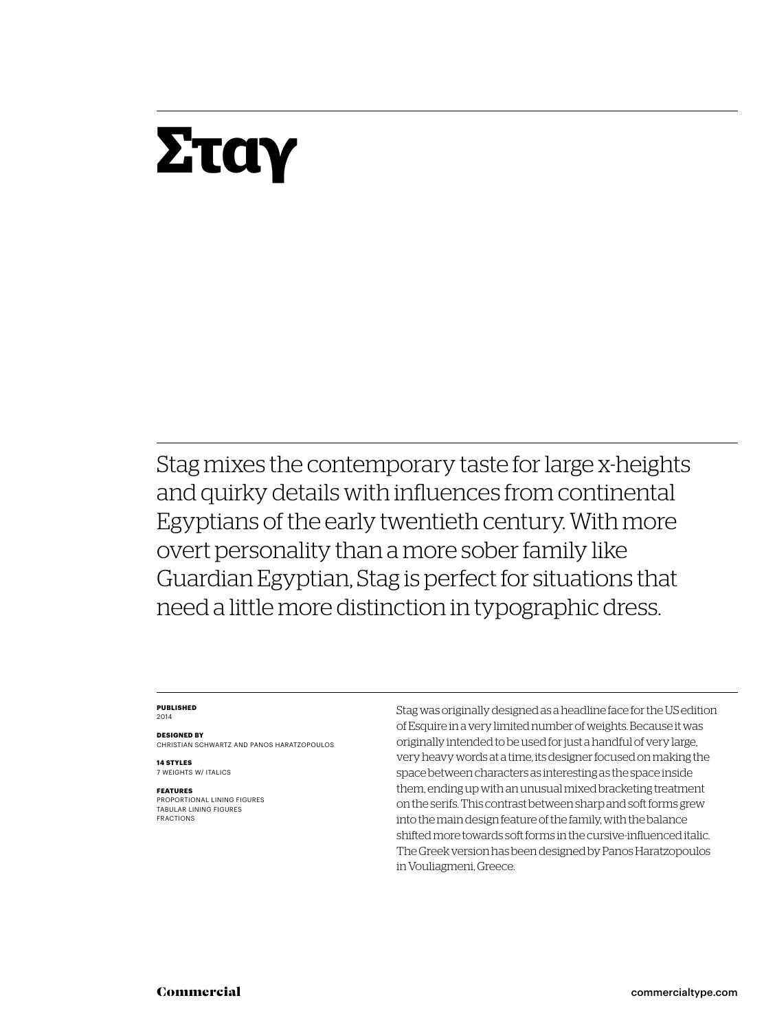# Σταγ

Stag mixes the contemporary taste for large x-heights and quirky details with influences from continental Egyptians of the early twentieth century. With more overt personality than a more sober family like Guardian Egyptian, Stag is perfect for situations that need a little more distinction in typographic dress.

**PUBLISHED**
2014

**DESIGNED BY**
CHRISTIAN SCHWARTZ AND PANOS HARATZOPOULOS

**14 STYLES**
7 WEIGHTS W/ ITALICS

**FEATURES**
PROPORTIONAL LINING FIGURES
TABULAR LINING FIGURES
FRACTIONS

Stag was originally designed as a headline face for the US edition of Esquire in a very limited number of weights. Because it was originally intended to be used for just a handful of very large, very heavy words at a time, its designer focused on making the space between characters as interesting as the space inside them, ending up with an unusual mixed bracketing treatment on the serifs. This contrast between sharp and soft forms grew into the main design feature of the family, with the balance shifted more towards soft forms in the cursive-influenced italic. The Greek version has been designed by Panos Haratzopoulos in Vouliagmeni, Greece.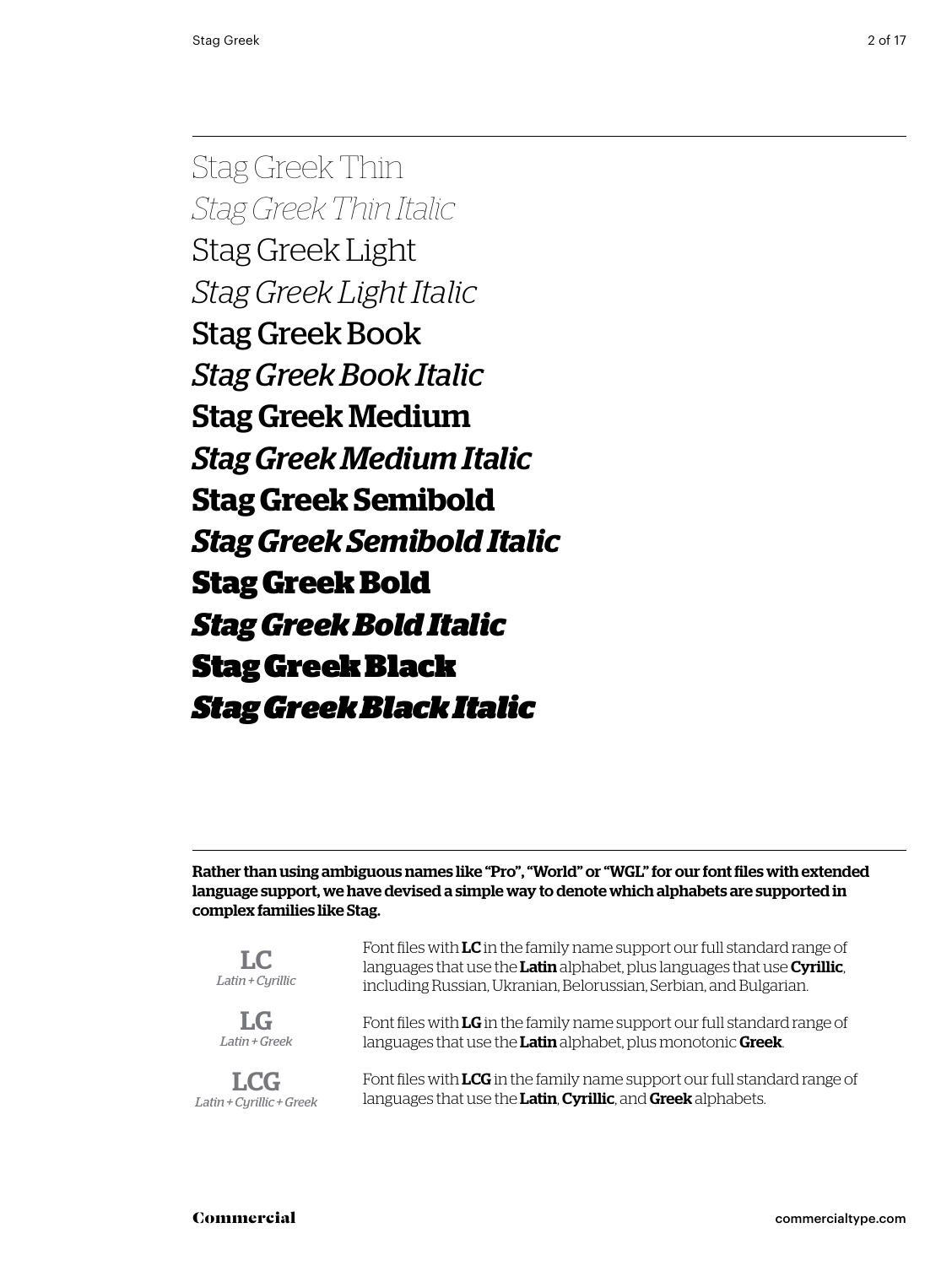Stag Greek Thin

*Stag Greek Thin Italic*

Stag Greek Light

*Stag Greek Light Italic*

Stag Greek Book

*Stag Greek Book Italic*

**Stag Greek Medium**

***Stag Greek Medium Italic***

**Stag Greek Semibold**

***Stag Greek Semibold Italic***

**Stag Greek Bold**

***Stag Greek Bold Italic***

**Stag Greek Black**

***Stag Greek Black Italic***

---

**Rather than using ambiguous names like "Pro", "World" or "WGL" for our font files with extended language support, we have devised a simple way to denote which alphabets are supported in complex families like Stag.**

**LC**
*Latin + Cyrillic*

Font files with **LC** in the family name support our full standard range of languages that use the **Latin** alphabet, plus languages that use **Cyrillic**, including Russian, Ukranian, Belorussian, Serbian, and Bulgarian.

**LG**
*Latin + Greek*

Font files with **LG** in the family name support our full standard range of languages that use the **Latin** alphabet, plus monotonic **Greek**.

**LCG**
*Latin + Cyrillic + Greek*

Font files with **LCG** in the family name support our full standard range of languages that use the **Latin**, **Cyrillic**, and **Greek** alphabets.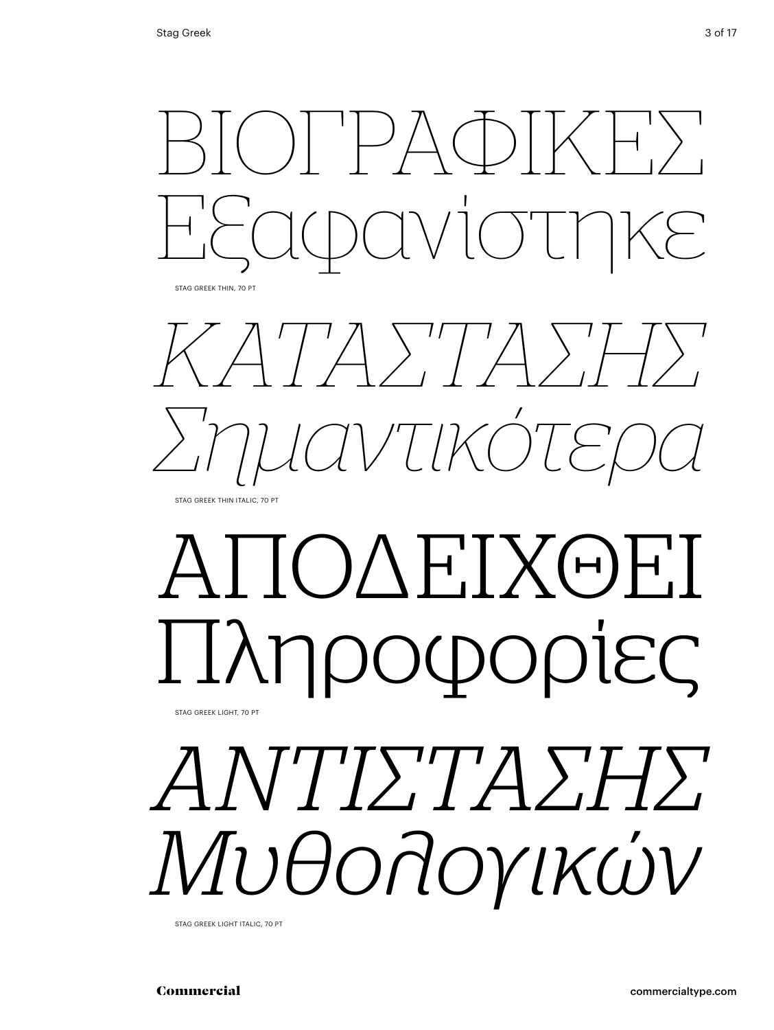ΒΙΟΓΡΑΦΙΚΕΣ
Εξαφανίστηκε

STAG GREEK THIN, 70 PT

*ΚΑΤΑΣΤΑΣΗΣ*
*Σημαντικότερα*

STAG GREEK THIN ITALIC, 70 PT

ΑΠΟΔΕΙΧΘΕΙ
Πληροφορίες

STAG GREEK LIGHT, 70 PT

*ΑΝΤΙΣΤΑΣΗΣ*
*Μυθολογικών*

STAG GREEK LIGHT ITALIC, 70 PT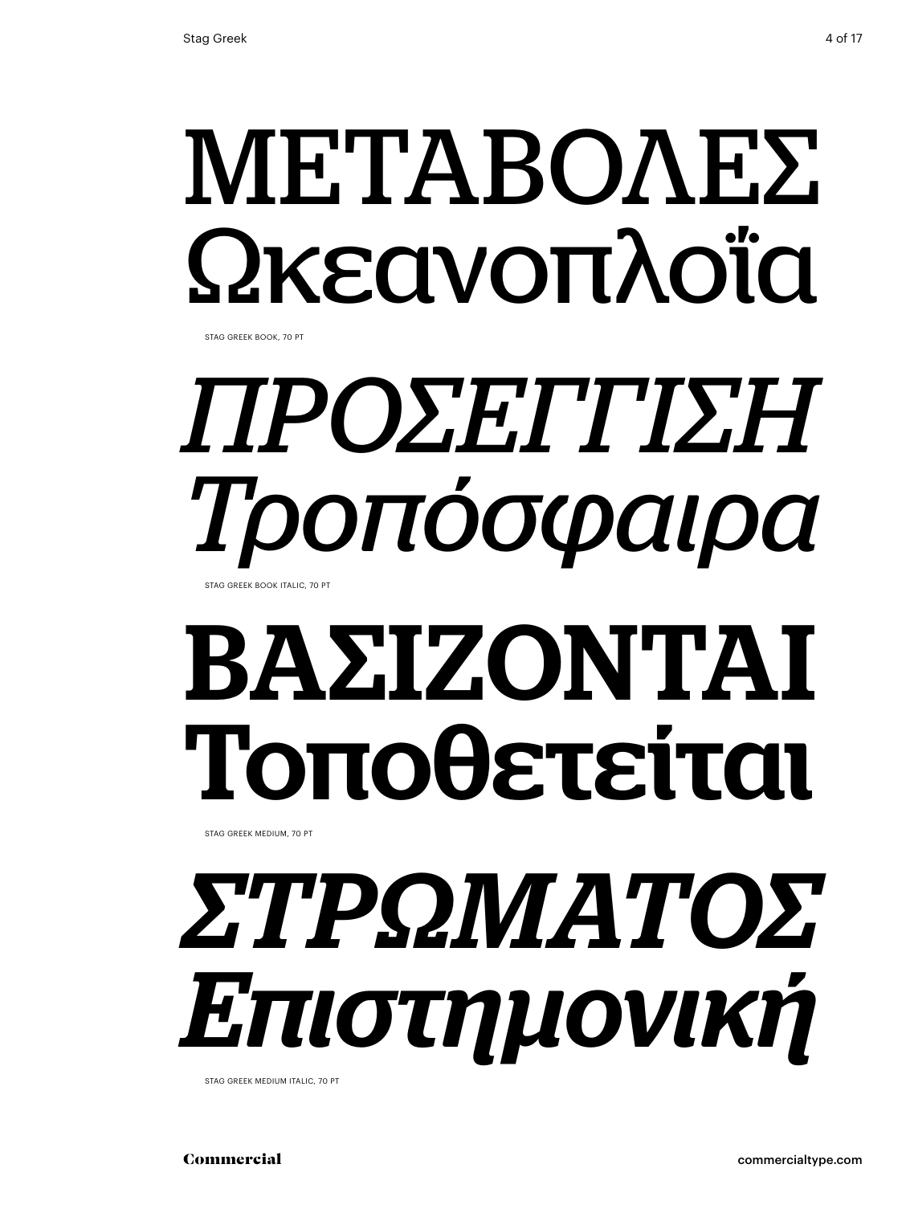ΜΕΤΑΒΟΛΕΣ
Ωκεανοπλοΐα

STAG GREEK BOOK, 70 PT

*ΠΡΟΣΕΓΓΙΣΗ*
*Τροπόσφαιρα*

STAG GREEK BOOK ITALIC, 70 PT

**ΒΑΣΙΖΟΝΤΑΙ**
**Τοποθετείται**

STAG GREEK MEDIUM, 70 PT

***ΣΤΡΩΜΑΤΟΣ***
***Επιστημονική***

STAG GREEK MEDIUM ITALIC, 70 PT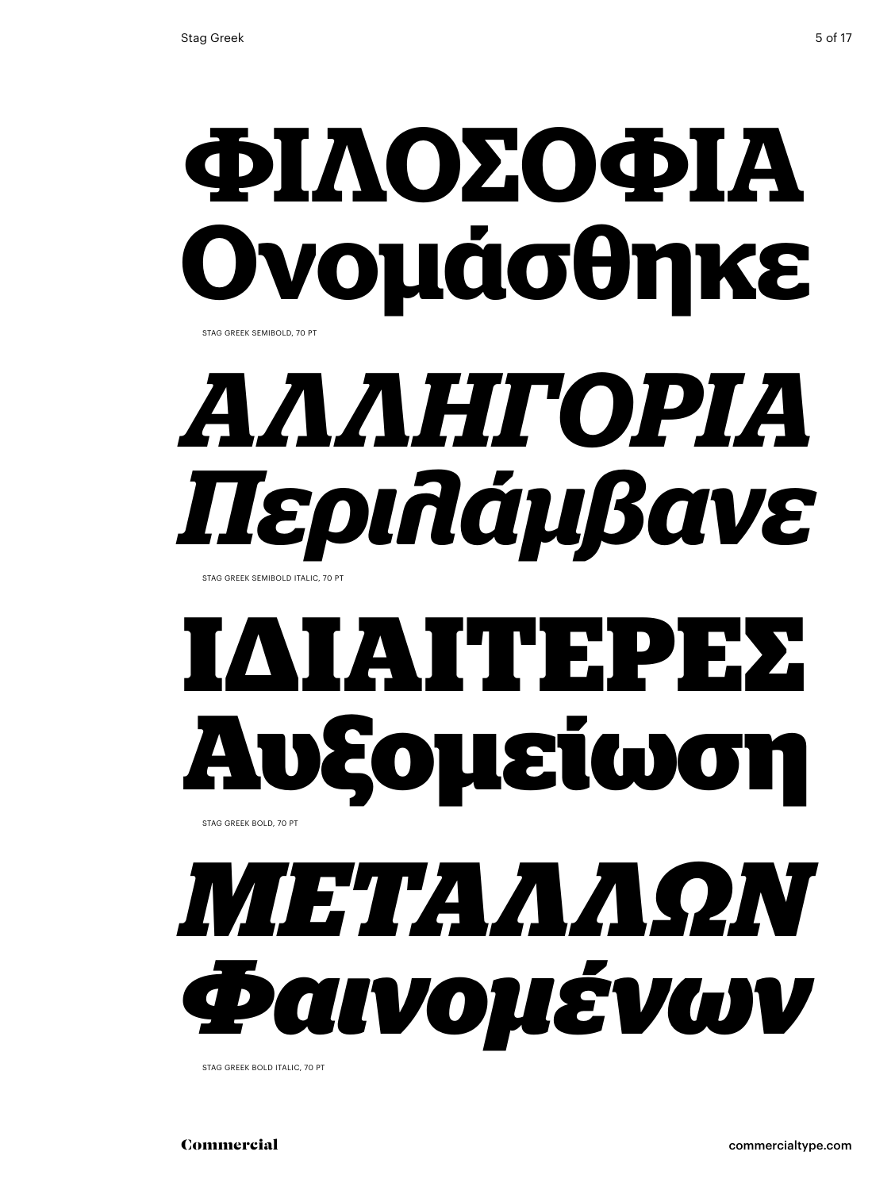**ΦΙΛΟΣΟΦΙΑ**
**Ονομάσθηκε**

STAG GREEK SEMIBOLD, 70 PT

***ΑΛΛΗΓΟΡΙΑ***
***Περιλάμβανε***

STAG GREEK SEMIBOLD ITALIC, 70 PT

**ΙΔΙΑΙΤΕΡΕΣ**
**Αυξομείωση**

STAG GREEK BOLD, 70 PT

***ΜΕΤΑΛΛΩΝ***
***Φαινομένων***

STAG GREEK BOLD ITALIC, 70 PT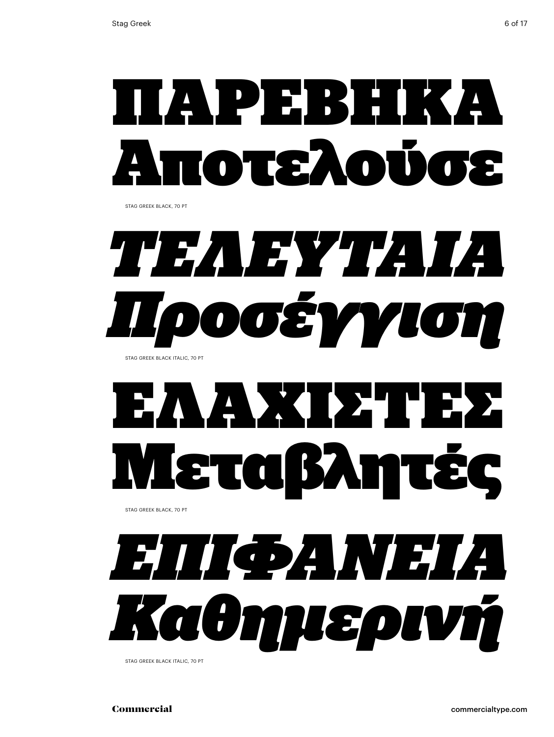ΠΑΡΕΒΗΚΑ
Αποτελούσε

STAG GREEK BLACK, 70 PT

*ΤΕΛΕΥΤΑΙΑ*
*Προσέγγιση*

STAG GREEK BLACK ITALIC, 70 PT

ΕΛΑΧΙΣΤΕΣ
Μεταβλητές

STAG GREEK BLACK, 70 PT

*ΕΠΙΦΑΝΕΙΑ*
*Καθημερινή*

STAG GREEK BLACK ITALIC, 70 PT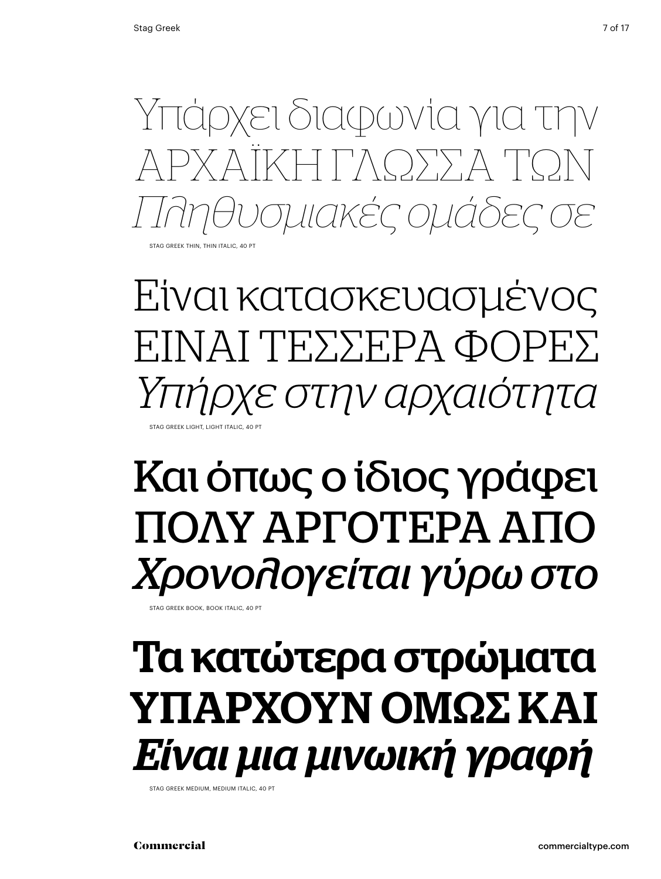Υπάρχει διαφωνία για την
ΑΡΧΑΪΚΗ ΓΛΩΣΣΑ ΤΩΝ
*Πληθυσμιακές ομάδες σε*

STAG GREEK THIN, THIN ITALIC, 40 PT

Είναι κατασκευασμένος
ΕΙΝΑΙ ΤΕΣΣΕΡΑ ΦΟΡΕΣ
*Υπήρχε στην αρχαιότητα*

STAG GREEK LIGHT, LIGHT ITALIC, 40 PT

Και όπως ο ίδιος γράφει
ΠΟΛΥ ΑΡΓΟΤΕΡΑ ΑΠΟ
*Χρονολογείται γύρω στο*

STAG GREEK BOOK, BOOK ITALIC, 40 PT

**Τα κατώτερα στρώματα**
**ΥΠΑΡΧΟΥΝ ΟΜΩΣ ΚΑΙ**
***Είναι μια μινωική γραφή***

STAG GREEK MEDIUM, MEDIUM ITALIC, 40 PT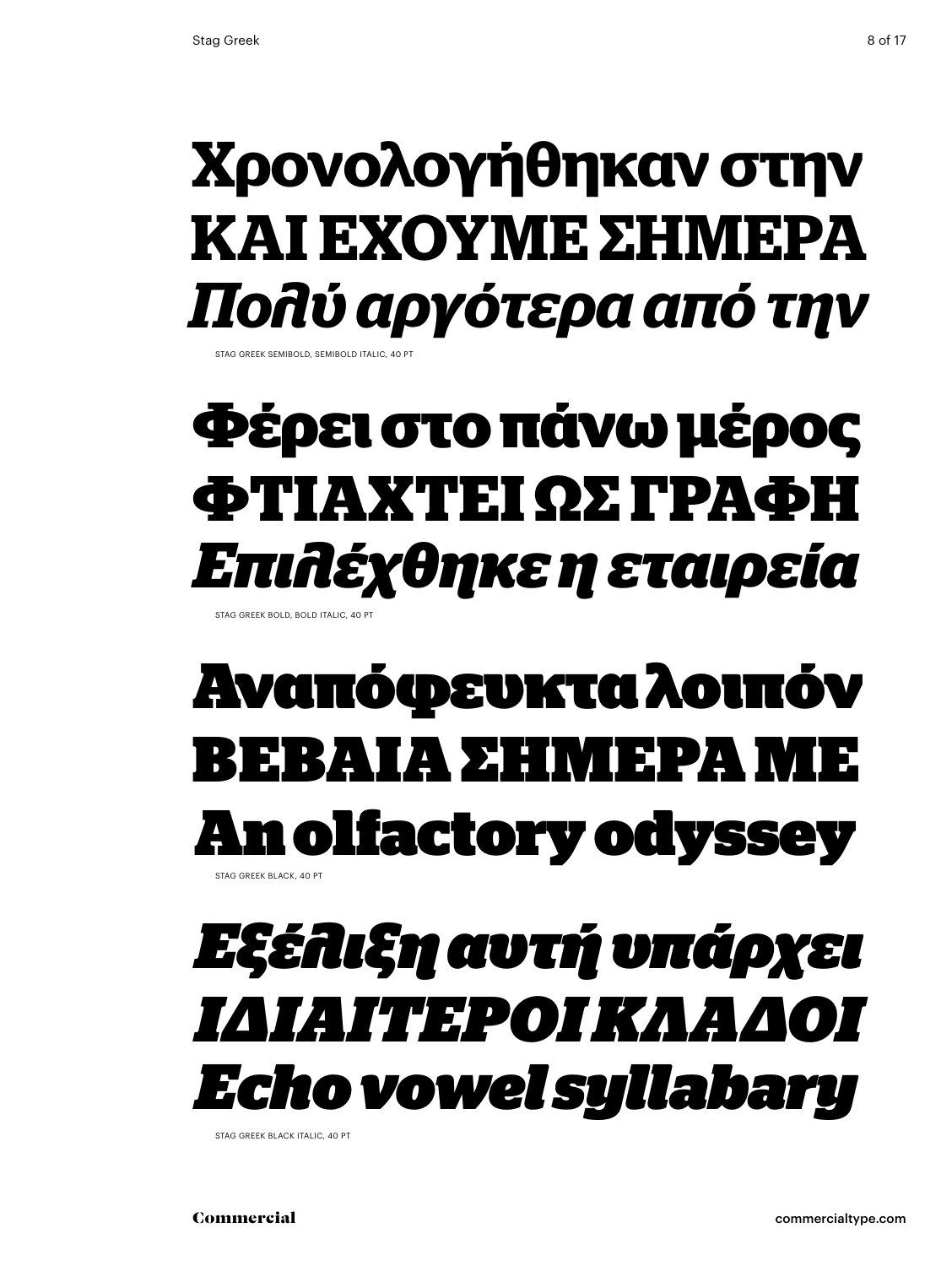**Χρονολογήθηκαν στην**
**ΚΑΙ ΕΧΟΥΜΕ ΣΗΜΕΡΑ**
***Πολύ αργότερα από την***

STAG GREEK SEMIBOLD, SEMIBOLD ITALIC, 40 PT

**Φέρει στο πάνω μέρος**
**ΦΤΙΑΧΤΕΙ ΩΣ ΓΡΑΦΗ**
***Επιλέχθηκε η εταιρεία***

STAG GREEK BOLD, BOLD ITALIC, 40 PT

**Αναπόφευκτα λοιπόν**
**ΒΕΒΑΙΑ ΣΗΜΕΡΑ ΜΕ**
**An olfactory odyssey**

STAG GREEK BLACK, 40 PT

***Εξέλιξη αυτή υπάρχει***
***ΙΔΙΑΙΤΕΡΟΙ ΚΛΑΔΟΙ***
***Echo vowel syllabary***

STAG GREEK BLACK ITALIC, 40 PT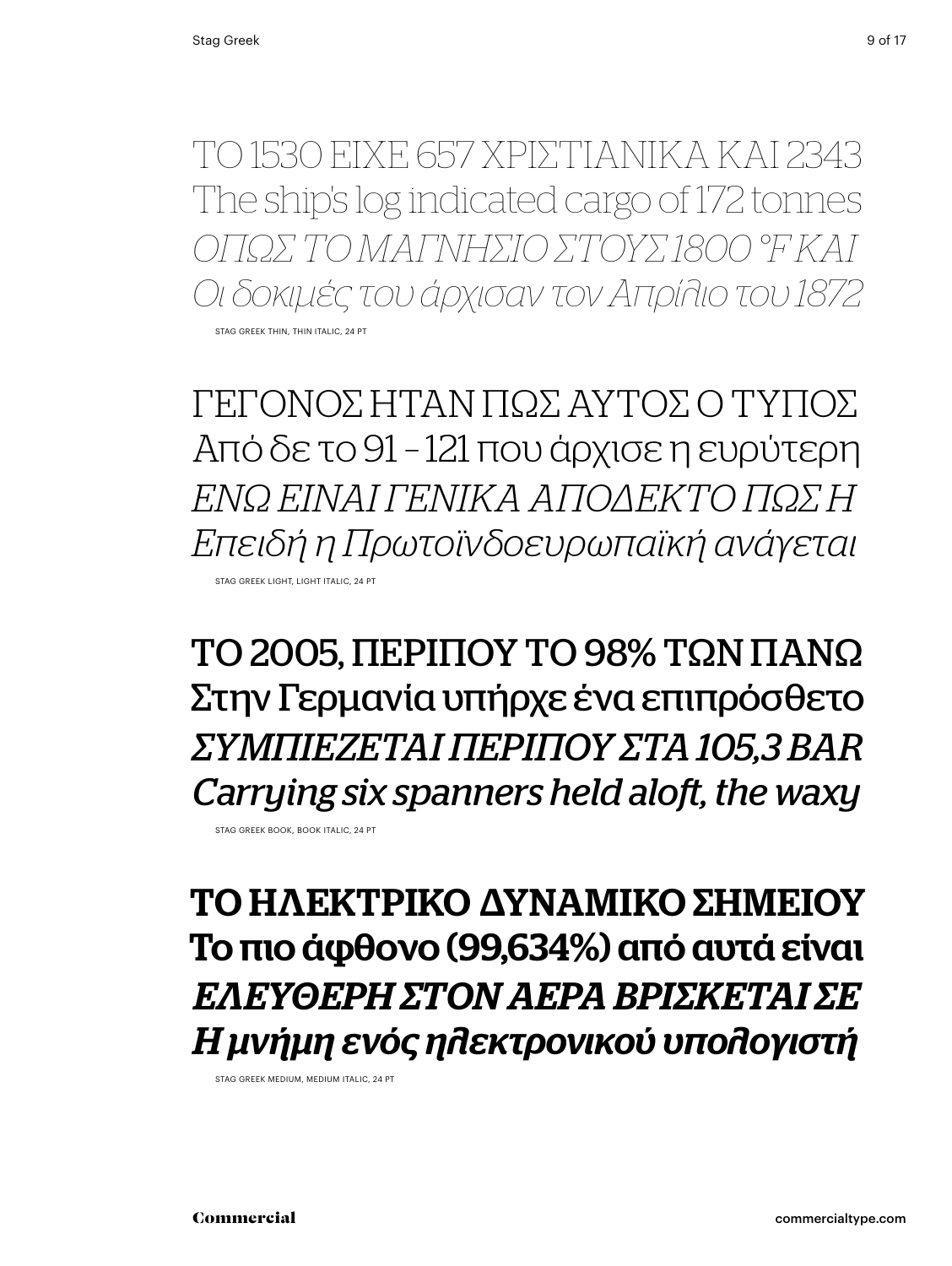ΤΟ 1530 ΕΙΧΕ 657 ΧΡΙΣΤΙΑΝΙΚΑ ΚΑΙ 2343
The ship's log indicated cargo of 172 tonnes
*ΟΠΩΣ ΤΟ ΜΑΓΝΗΣΙΟ ΣΤΟΥΣ 1800 °F ΚΑΙ*
*Οι δοκιμές του άρχισαν τον Απρίλιο του 1872*

STAG GREEK THIN, THIN ITALIC, 24 PT

ΓΕΓΟΝΟΣ ΗΤΑΝ ΠΩΣ ΑΥΤΟΣ Ο ΤΥΠΟΣ
Από δε το 91 – 121 που άρχισε η ευρύτερη
*ΕΝΩ ΕΙΝΑΙ ΓΕΝΙΚΑ ΑΠΟΔΕΚΤΟ ΠΩΣ Η*
*Επειδή η Πρωτοϊνδοευρωπαϊκή ανάγεται*

STAG GREEK LIGHT, LIGHT ITALIC, 24 PT

ΤΟ 2005, ΠΕΡΙΠΟΥ ΤΟ 98% ΤΩΝ ΠΑΝΩ
Στην Γερμανία υπήρχε ένα επιπρόσθετο
*ΣΥΜΠΙΕΖΕΤΑΙ ΠΕΡΙΠΟΥ ΣΤΑ 105,3 BAR*
*Carrying six spanners held aloft, the waxy*

STAG GREEK BOOK, BOOK ITALIC, 24 PT

**ΤΟ ΗΛΕΚΤΡΙΚΟ ΔΥΝΑΜΙΚΟ ΣΗΜΕΙΟΥ**
**Το πιο άφθονο (99,634%) από αυτά είναι**
***ΕΛΕΥΘΕΡΗ ΣΤΟΝ ΑΕΡΑ ΒΡΙΣΚΕΤΑΙ ΣΕ***
***Η μνήμη ενός ηλεκτρονικού υπολογιστή***

STAG GREEK MEDIUM, MEDIUM ITALIC, 24 PT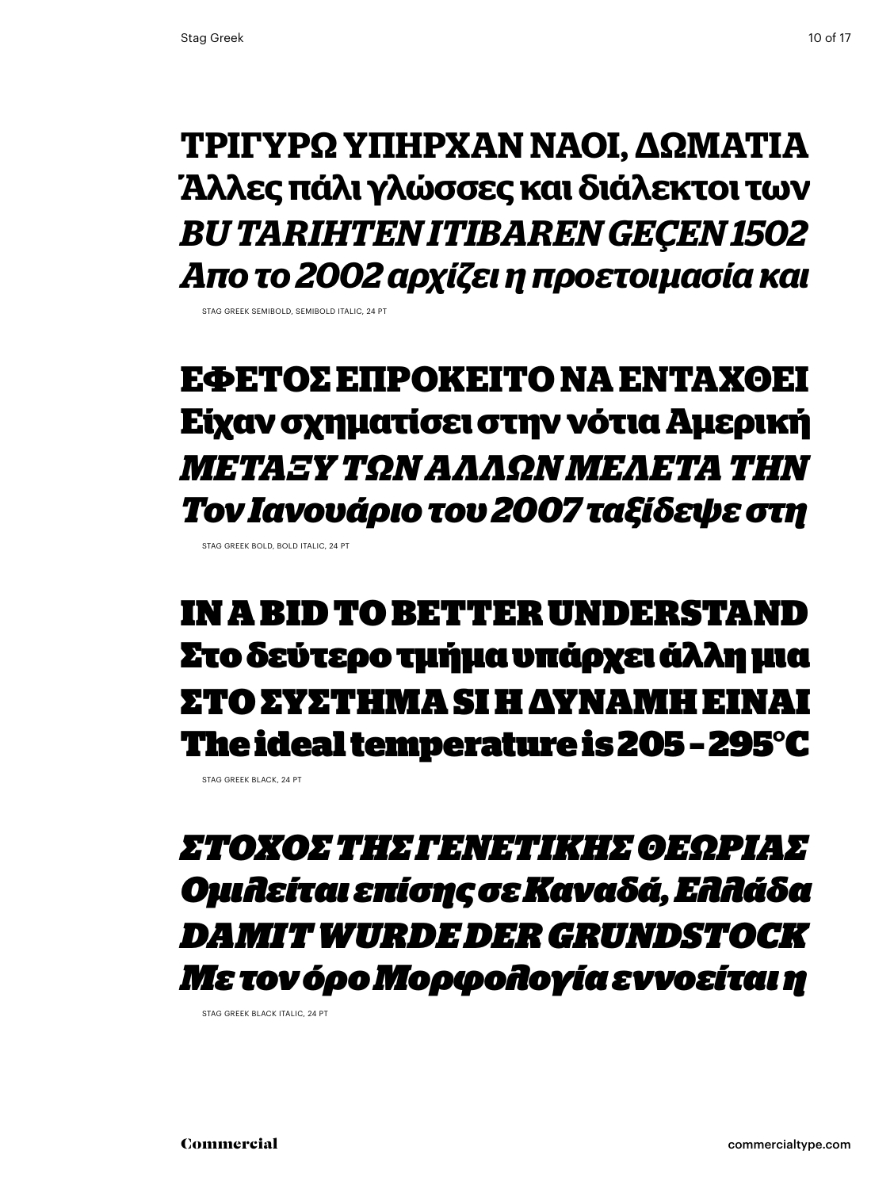**ΤΡΙΓΥΡΩ ΥΠΗΡΧΑΝ ΝΑΟΙ, ΔΩΜΑΤΙΑ**
**Άλλες πάλι γλώσσες και διάλεκτοι των**
***BU TARIHTEN ITIBAREN GEÇEN 1502***
***Απο το 2002 αρχίζει η προετοιμασία και***

STAG GREEK SEMIBOLD, SEMIBOLD ITALIC, 24 PT

**ΕΦΕΤΟΣ ΕΠΡΟΚΕΙΤΟ ΝΑ ΕΝΤΑΧΘΕΙ**
**Είχαν σχηματίσει στην νότια Αμερική**
***ΜΕΤΑΞΥ ΤΩΝ ΑΛΛΩΝ ΜΕΛΕΤΑ ΤΗΝ***
***Τον Ιανουάριο του 2007 ταξίδεψε στη***

STAG GREEK BOLD, BOLD ITALIC, 24 PT

**IN A BID TO BETTER UNDERSTAND**
**Στο δεύτερο τμήμα υπάρχει άλλη μια**
**ΣΤΟ ΣΥΣΤΗΜΑ SI H ΔΥΝΑΜΗ ΕΙΝΑΙ**
**The ideal temperature is 205 – 295°C**

STAG GREEK BLACK, 24 PT

***ΣΤΟΧΟΣ ΤΗΣ ΓΕΝΕΤΙΚΗΣ ΘΕΩΡΙΑΣ***
***Ομιλείται επίσης σε Καναδά, Ελλάδα***
***DAMIT WURDE DER GRUNDSTOCK***
***Με τον όρο Μορφολογία εννοείται η***

STAG GREEK BLACK ITALIC, 24 PT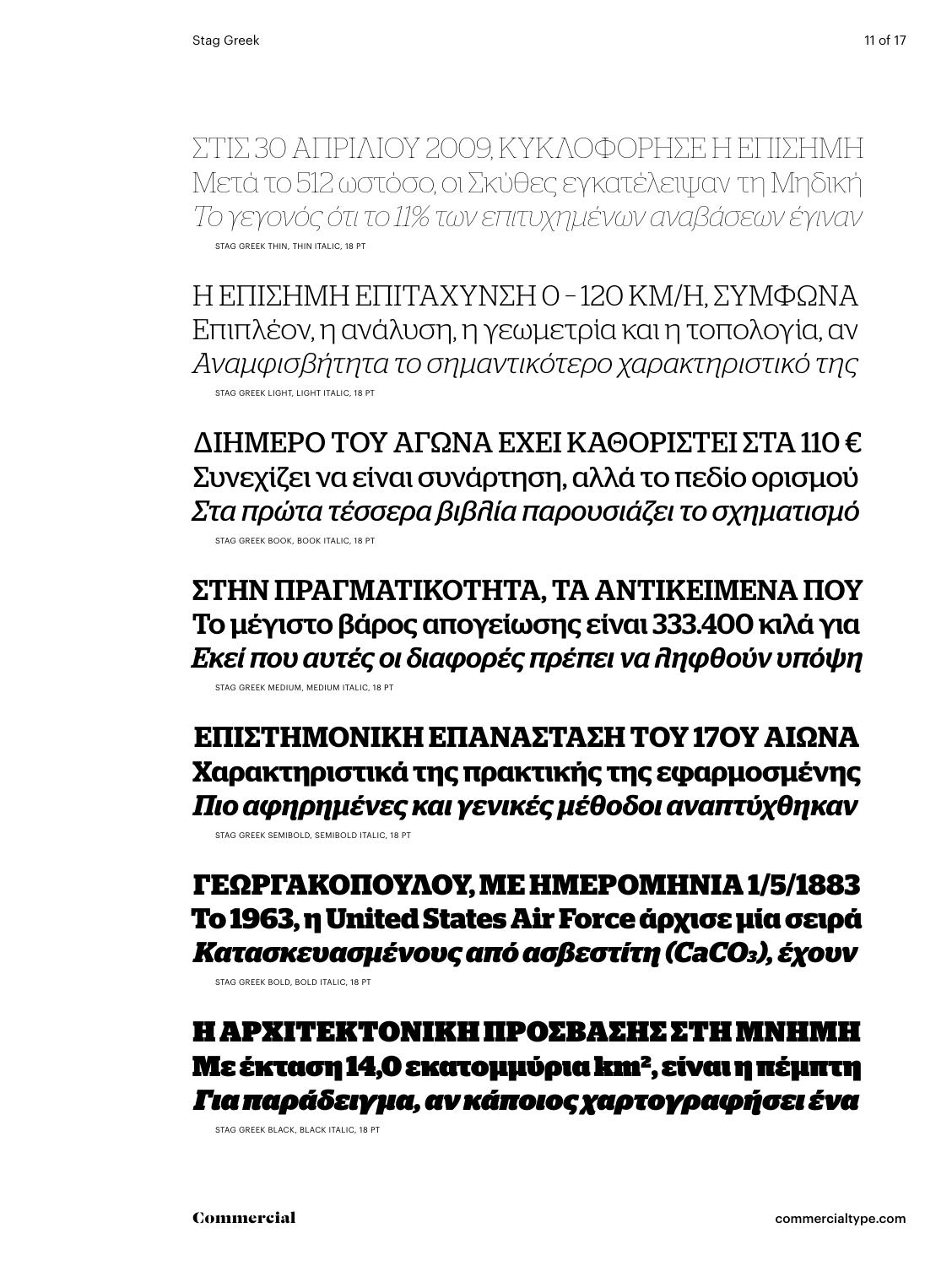ΣΤΙΣ 30 ΑΠΡΙΛΙΟΥ 2009, ΚΥΚΛΟΦΟΡΗΣΕ Η ΕΠΙΣΗΜΗ
Μετά το 512 ωστόσο, οι Σκύθες εγκατέλειψαν τη Μηδική
*Το γεγονός ότι το 11% των επιτυχημένων αναβάσεων έγιναν*

STAG GREEK THIN, THIN ITALIC, 18 PT

Η ΕΠΙΣΗΜΗ ΕΠΙΤΑΧΥΝΣΗ 0 – 120 KM/H, ΣΥΜΦΩΝΑ
Επιπλέον, η ανάλυση, η γεωμετρία και η τοπολογία, αν
*Αναμφισβήτητα το σημαντικότερο χαρακτηριστικό της*

STAG GREEK LIGHT, LIGHT ITALIC, 18 PT

ΔΙΗΜΕΡΟ ΤΟΥ ΑΓΩΝΑ ΕΧΕΙ ΚΑΘΟΡΙΣΤΕΙ ΣΤΑ 110 €
Συνεχίζει να είναι συνάρτηση, αλλά το πεδίο ορισμού
*Στα πρώτα τέσσερα βιβλία παρουσιάζει το σχηματισμό*

STAG GREEK BOOK, BOOK ITALIC, 18 PT

**ΣΤΗΝ ΠΡΑΓΜΑΤΙΚΟΤΗΤΑ, ΤΑ ΑΝΤΙΚΕΙΜΕΝΑ ΠΟΥ**
**Το μέγιστο βάρος απογείωσης είναι 333.400 κιλά για**
***Εκεί που αυτές οι διαφορές πρέπει να ληφθούν υπόψη***

STAG GREEK MEDIUM, MEDIUM ITALIC, 18 PT

**ΕΠΙΣΤΗΜΟΝΙΚΗ ΕΠΑΝΑΣΤΑΣΗ ΤΟΥ 17ΟΥ ΑΙΩΝΑ**
**Χαρακτηριστικά της πρακτικής της εφαρμοσμένης**
***Πιο αφηρημένες και γενικές μέθοδοι αναπτύχθηκαν***

STAG GREEK SEMIBOLD, SEMIBOLD ITALIC, 18 PT

**ΓΕΩΡΓΑΚΟΠΟΥΛΟΥ, ΜΕ ΗΜΕΡΟΜΗΝΙΑ 1/5/1883**
**Το 1963, η United States Air Force άρχισε μία σειρά**
***Κατασκευασμένους από ασβεστίτη ($CaCO_3$), έχουν***

STAG GREEK BOLD, BOLD ITALIC, 18 PT

**Η ΑΡΧΙΤΕΚΤΟΝΙΚΗ ΠΡΟΣΒΑΣΗΣ ΣΤΗ ΜΝΗΜΗ**
**Με έκταση 14,0 εκατομμύρια $km^2$, είναι η πέμπτη**
***Για παράδειγμα, αν κάποιος χαρτογραφήσει ένα***

STAG GREEK BLACK, BLACK ITALIC, 18 PT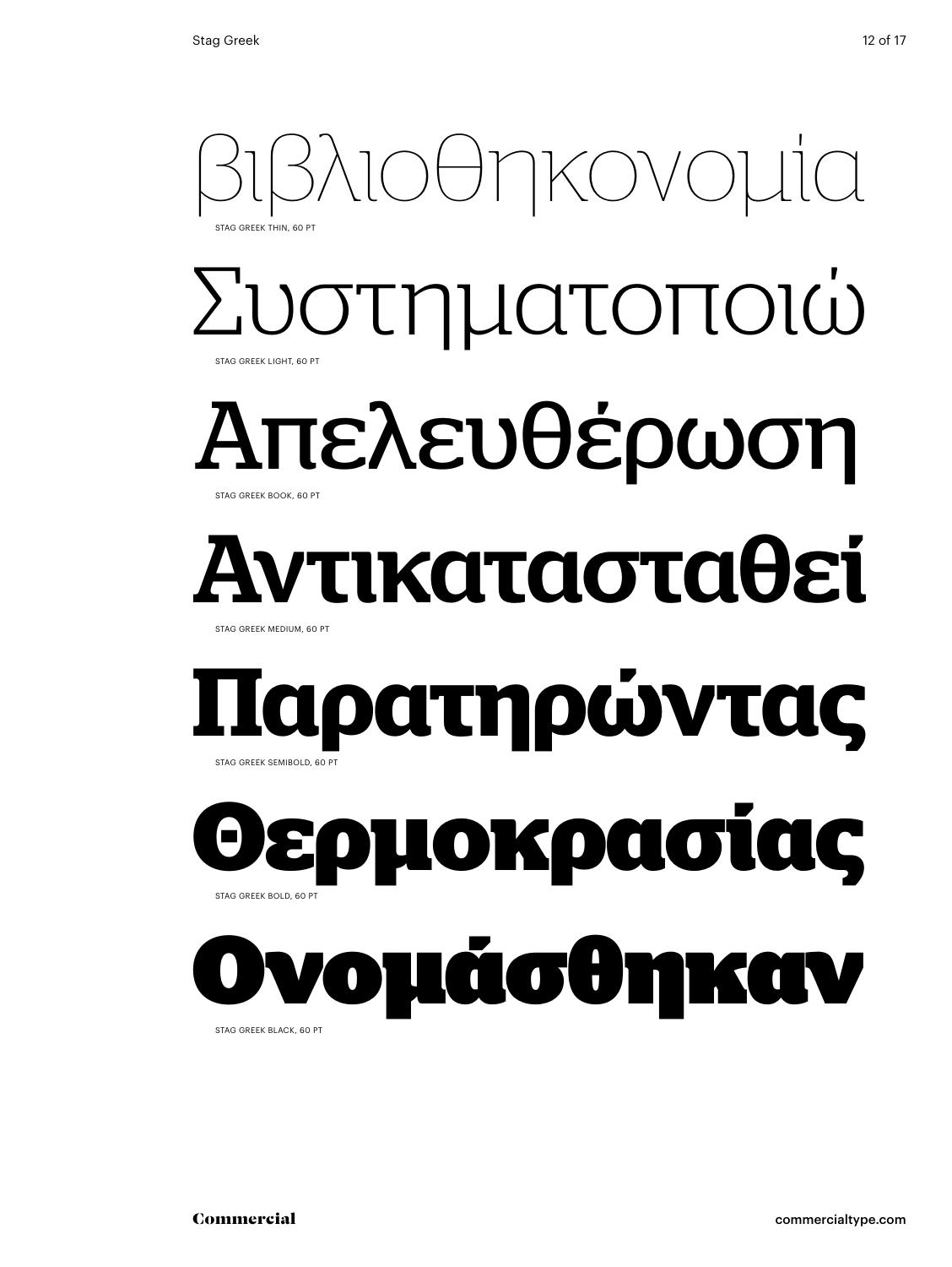βιβλιοθηκονομία

STAG GREEK THIN, 60 PT

Συστηματοποιώ

STAG GREEK LIGHT, 60 PT

Απελευθέρωση

STAG GREEK BOOK, 60 PT

**Αντικατασταθεί**

STAG GREEK MEDIUM, 60 PT

**Παρατηρώντας**

STAG GREEK SEMIBOLD, 60 PT

**Θερμοκρασίας**

STAG GREEK BOLD, 60 PT

**Ονομάσθηκαν**

STAG GREEK BLACK, 60 PT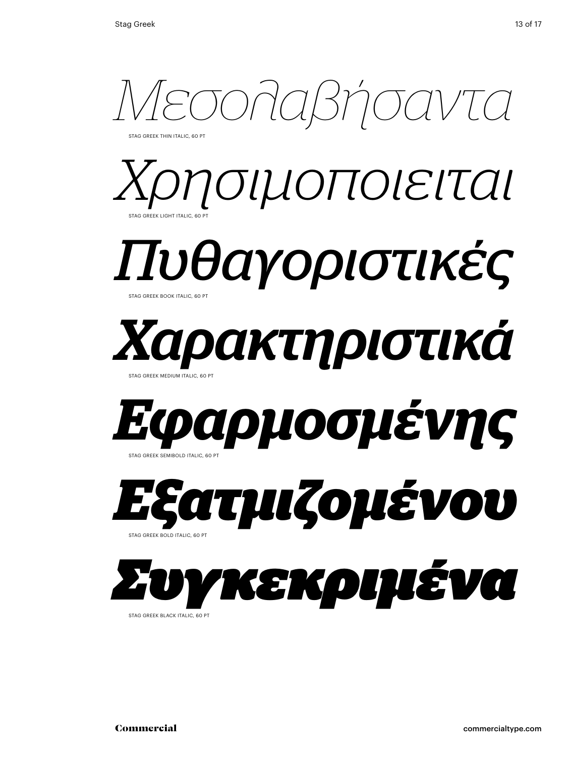*Μεσολαβήσαντα*

STAG GREEK THIN ITALIC, 60 PT

*Χρησιμοποιειται*

STAG GREEK LIGHT ITALIC, 60 PT

*Πυθαγοριστικές*

STAG GREEK BOOK ITALIC, 60 PT

***Χαρακτηριστικά***

STAG GREEK MEDIUM ITALIC, 60 PT

***Εφαρμοσμένης***

STAG GREEK SEMIBOLD ITALIC, 60 PT

***Εξατμιζομένου***

STAG GREEK BOLD ITALIC, 60 PT

***Συγκεκριμένα***

STAG GREEK BLACK ITALIC, 60 PT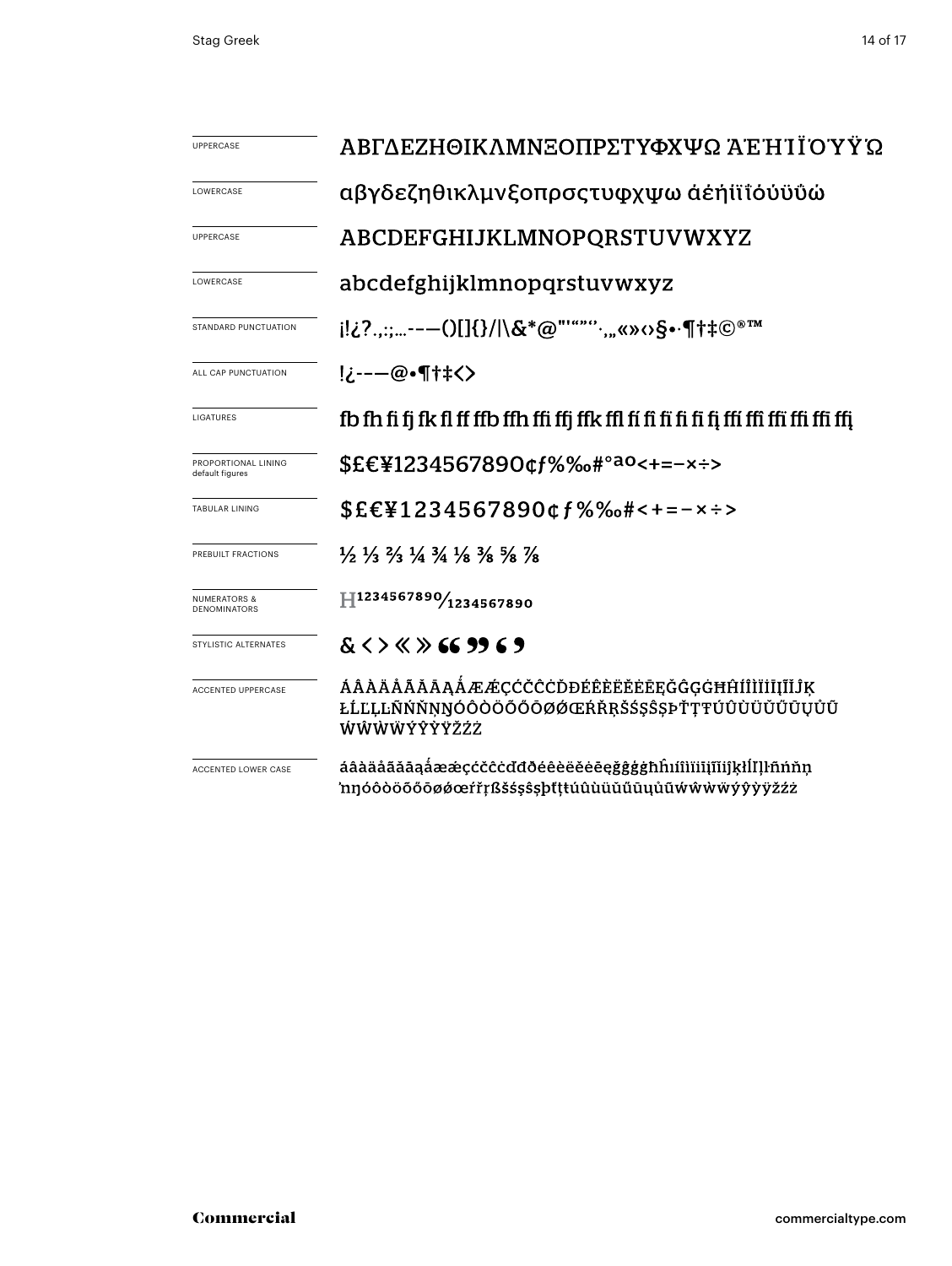| | |
|---|---|
| UPPERCASE | ΑΒΓΔΕΖΗΘΙΚΛΜΝΞΟΠΡΣΤΥΦΧΨΩ ΆΈΉΊΪΌΎΫΏ |
| LOWERCASE | αβγδεζηθικλμνξοπρσςτυφχψω άέήίϊΐόύϋΰώ |
| UPPERCASE | ABCDEFGHIJKLMNOPQRSTUVWXYZ |
| LOWERCASE | abcdefghijklmnopqrstuvwxyz |
| STANDARD PUNCTUATION | ¡!¿?.,:;...-–—()[]{}/\|\&*@"'“”‘’·,„«»‹›§•·¶†‡©®™ |
| ALL CAP PUNCTUATION | !¿-–—@•¶†‡<> |
| LIGATURES | fb fh fi fj fk fl ff ffb ffh ffi ffj ffk ffl fí fì fï fi fi fį ffí ffì ffï ffi ffi ffį |
| PROPORTIONAL LINING default figures | $£€¥1234567890¢ƒ%‰#°ªº<+=−×÷> |
| TABULAR LINING | $£€¥1234567890¢ƒ%‰#<+=−×÷> |
| PREBUILT FRACTIONS | ½ ⅓ ⅔ ¼ ¾ ⅛ ⅜ ⅝ ⅞ |
| NUMERATORS & DENOMINATORS | H1234567890⁄1234567890 |
| STYLISTIC ALTERNATES | & ‹ › « » “ ” ‘ ’ |
| ACCENTED UPPERCASE | ÁÂÀÄÅÃĂĀĄǺÆǼÇĆČĈĊĎĐÉÊÈËĚĖĒĘĞĜĢĠĦĤÍÎÌÏĪĮĨĬĴĶŁĹĽĻĿÑŃŇŅŊÓÔÒÖÕŐŌØǾŒŔŘŖŠŚŞŜȘÞŤŢŦÚÛÙÜŬŰŪŲŮŨẂŴẀẄÝŶỲŸŽŹŻ |
| ACCENTED LOWER CASE | áâàäåãăāąǻæǽçćčĉċďđðéêèëěėēęğĝģġħĥıíîìïīįĩĭȷĵķłĺľļŀñńňņŉŋóôòöõőōøǿœŕřŗßšśşŝșþťţŧúûùüŭűūųůũẃŵẁẅýŷỳÿžźż |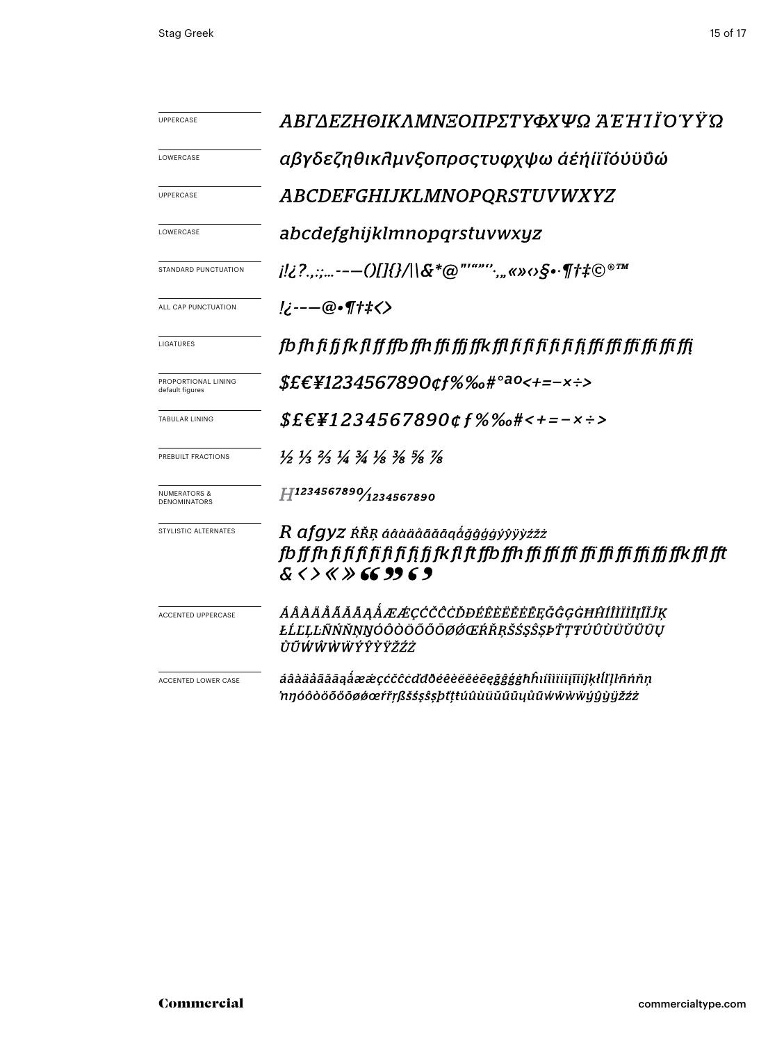| | |
|---|---|
| UPPERCASE | *ΑΒΓΔΕΖΗΘΙΚΛΜΝΞΟΠΡΣΤΥΦΧΨΩ ΆΈΉΊΪΌΎΫΏ* |
| LOWERCASE | *αβγδεζηθικλμνξοπρσςτυφχψω άέήίϊΐόύϋΰώ* |
| UPPERCASE | *ABCDEFGHIJKLMNOPQRSTUVWXYZ* |
| LOWERCASE | *abcdefghijklmnopqrstuvwxyz* |
| STANDARD PUNCTUATION | *¡!¿?.,:;...-–—()[]{}/\|\&*@"'""'·,„«»‹›§•·¶†‡©®™* |
| ALL CAP PUNCTUATION | *!¿-–—@•¶†‡‹›* |
| LIGATURES | *fb fh fi fj fk fl ff ffb ffh ffi ffj ffk ffl fí fi fì fï fi fį ffí ffi ffì ffï ffi ffį* |
| PROPORTIONAL LINING default figures | *$£€¥1234567890¢ƒ%‰#°ªº<+=−×÷>* |
| TABULAR LINING | *$£€¥1234567890¢ƒ%‰#<+=−×÷>* |
| PREBUILT FRACTIONS | *½ ⅓ ⅔ ¼ ¾ ⅛ ⅜ ⅝ ⅞* |
| NUMERATORS & DENOMINATORS | *H1234567890⁄1234567890* |
| STYLISTIC ALTERNATES | *R afgyz ŔŘŖ áâàäåãăāąǻğĝģġýŷÿỳźžż fb ff fh fi fí fì fï fi fį fj fk fl ft ffb ffh ffi ffí ffì ffï ffi ffį ffj ffk ffl fft & ‹ › « » " " ' '* |
| ACCENTED UPPERCASE | *ÁÂÀÄÅÃĂĀĄǺÆǼÇĆČĈĊĎĐÉÊÈËĚĖĒĘĞĜĢĠĦĤÍÎÌÏĪĮĨĬĴĶŁĹĽĻĿÑŃŇŅŊÓÔÒÖÕŐŌØǾŒŔŘŖŠŚŞŜȘÞŤŢŦÚÛÙÜŬŰŪŲŮŨẂŴẀẄÝŶỲŸŽŹŻ* |
| ACCENTED LOWER CASE | *áâàäåãăāąǻæǽçćčĉċďđðéêèëěėēęğĝģġħĥıíîìïīįĩĭĵķłĺľļŀñńňņŋóôòöõőōøǿœŕřŗßšśşŝșþťţŧúûùüŭűūųůũẃŵẁẅýŷỳÿžźż* |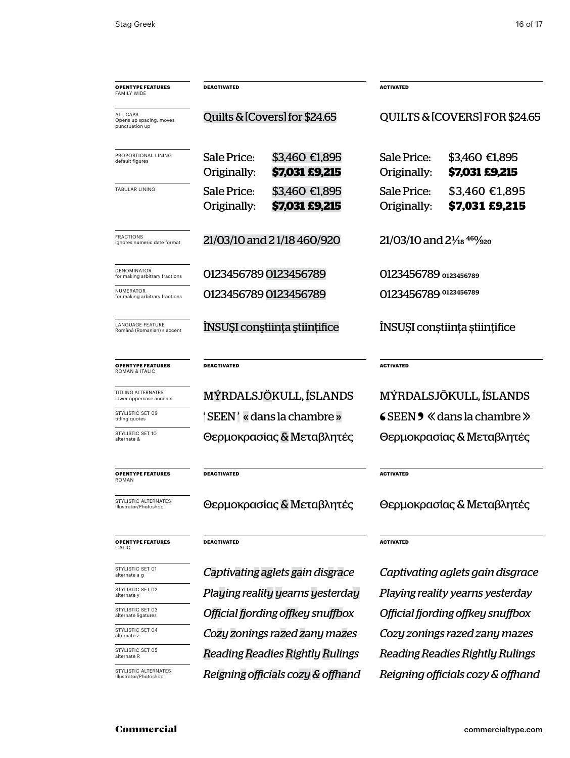| **OPENTYPE FEATURES** FAMILY WIDE | **DEACTIVATED** | **ACTIVATED** |
|---|---|---|
| ALL CAPS Opens up spacing, moves punctuation up | Quilts & [Covers] for $24.65 | QUILTS & [COVERS] FOR $24.65 |
| PROPORTIONAL LINING default figures | Sale Price: $3,460 €1,895 Originally: **$7,031 £9,215** | Sale Price: $3,460 €1,895 Originally: **$7,031 £9,215** |
| TABULAR LINING | Sale Price: $3,460 €1,895 Originally: **$7,031 £9,215** | Sale Price: $3,460 €1,895 Originally: **$7,031 £9,215** |
| FRACTIONS ignores numeric date format | 21/03/10 and 2 1/18 460/920 | 21/03/10 and 2 1/18 460/920 |
| DENOMINATOR for making arbitrary fractions | 0123456789 0123456789 | 0123456789 0123456789 |
| NUMERATOR for making arbitrary fractions | 0123456789 0123456789 | 0123456789 0123456789 |
| LANGUAGE FEATURE Română (Romanian) s accent | ÎNSUŞI conştiinţa ştiinţifice | ÎNSUȘI conștiința științifice |

| **OPENTYPE FEATURES** ROMAN & ITALIC | **DEACTIVATED** | **ACTIVATED** |
|---|---|---|
| TITLING ALTERNATES lower uppercase accents | MÝRDALSJÖKULL, ÍSLANDS | MÝRDALSJÖKULL, ÍSLANDS |
| STYLISTIC SET 09 titling quotes | ‘SEEN’ « dans la chambre » | ‘SEEN’ « dans la chambre » |
| STYLISTIC SET 10 alternate & | Θερμοκρασίας & Μεταβλητές | Θερμοκρασίας & Μεταβλητές |

| **OPENTYPE FEATURES** ROMAN | **DEACTIVATED** | **ACTIVATED** |
|---|---|---|
| STYLISTIC ALTERNATES Illustrator/Photoshop | Θερμοκρασίας & Μεταβλητές | Θερμοκρασίας & Μεταβλητές |

| **OPENTYPE FEATURES** ITALIC | **DEACTIVATED** | **ACTIVATED** |
|---|---|---|
| STYLISTIC SET 01 alternate a g | *Captivating aglets gain disgrace* | *Captivating aglets gain disgrace* |
| STYLISTIC SET 02 alternate y | *Playing reality yearns yesterday* | *Playing reality yearns yesterday* |
| STYLISTIC SET 03 alternate ligatures | *Official fjording offkey snuffbox* | *Official fjording offkey snuffbox* |
| STYLISTIC SET 04 alternate z | *Cozy zonings razed zany mazes* | *Cozy zonings razed zany mazes* |
| STYLISTIC SET 05 alternate R | *Reading Readies Rightly Rulings* | *Reading Readies Rightly Rulings* |
| STYLISTIC ALTERNATES Illustrator/Photoshop | *Reigning officials cozy & offhand* | *Reigning officials cozy & offhand* |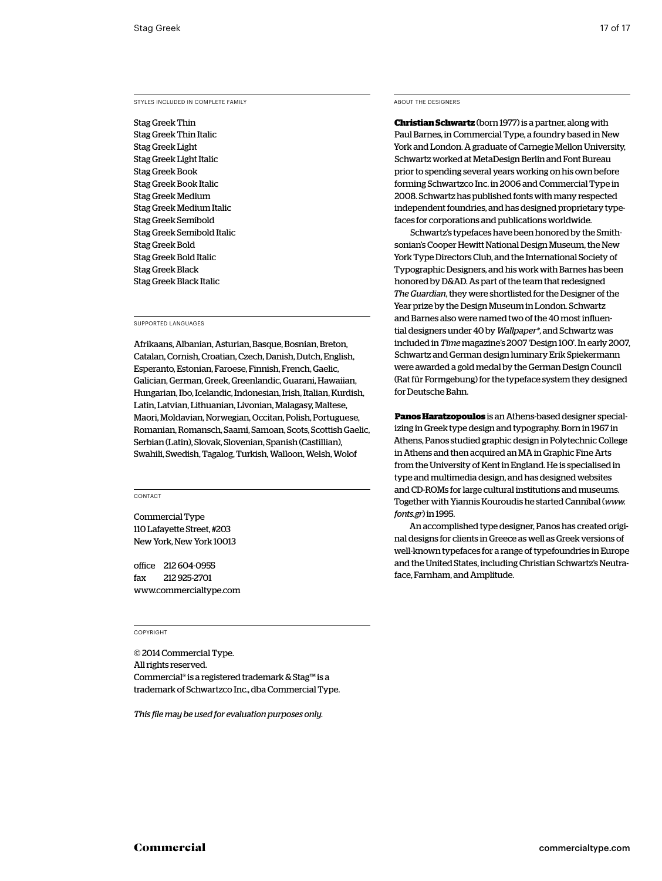## STYLES INCLUDED IN COMPLETE FAMILY

Stag Greek Thin
Stag Greek Thin Italic
Stag Greek Light
Stag Greek Light Italic
Stag Greek Book
Stag Greek Book Italic
Stag Greek Medium
Stag Greek Medium Italic
Stag Greek Semibold
Stag Greek Semibold Italic
Stag Greek Bold
Stag Greek Bold Italic
Stag Greek Black
Stag Greek Black Italic

## SUPPORTED LANGUAGES

Afrikaans, Albanian, Asturian, Basque, Bosnian, Breton, Catalan, Cornish, Croatian, Czech, Danish, Dutch, English, Esperanto, Estonian, Faroese, Finnish, French, Gaelic, Galician, German, Greek, Greenlandic, Guarani, Hawaiian, Hungarian, Ibo, Icelandic, Indonesian, Irish, Italian, Kurdish, Latin, Latvian, Lithuanian, Livonian, Malagasy, Maltese, Maori, Moldavian, Norwegian, Occitan, Polish, Portuguese, Romanian, Romansch, Saami, Samoan, Scots, Scottish Gaelic, Serbian (Latin), Slovak, Slovenian, Spanish (Castillian), Swahili, Swedish, Tagalog, Turkish, Walloon, Welsh, Wolof

## CONTACT

Commercial Type
110 Lafayette Street, #203
New York, New York 10013

office 212 604-0955
fax 212 925-2701
www.commercialtype.com

## COPYRIGHT

© 2014 Commercial Type.
All rights reserved.
Commercial® is a registered trademark & Stag™ is a trademark of Schwartzco Inc., dba Commercial Type.

*This file may be used for evaluation purposes only.*

## ABOUT THE DESIGNERS

**Christian Schwartz** (born 1977) is a partner, along with Paul Barnes, in Commercial Type, a foundry based in New York and London. A graduate of Carnegie Mellon University, Schwartz worked at MetaDesign Berlin and Font Bureau prior to spending several years working on his own before forming Schwartzco Inc. in 2006 and Commercial Type in 2008. Schwartz has published fonts with many respected independent foundries, and has designed proprietary typefaces for corporations and publications worldwide.

Schwartz's typefaces have been honored by the Smithsonian's Cooper Hewitt National Design Museum, the New York Type Directors Club, and the International Society of Typographic Designers, and his work with Barnes has been honored by D&AD. As part of the team that redesigned *The Guardian*, they were shortlisted for the Designer of the Year prize by the Design Museum in London. Schwartz and Barnes also were named two of the 40 most influential designers under 40 by *Wallpaper**, and Schwartz was included in *Time* magazine's 2007 'Design 100'. In early 2007, Schwartz and German design luminary Erik Spiekermann were awarded a gold medal by the German Design Council (Rat für Formgebung) for the typeface system they designed for Deutsche Bahn.

**Panos Haratzopoulos** is an Athens-based designer specializing in Greek type design and typography. Born in 1967 in Athens, Panos studied graphic design in Polytechnic College in Athens and then acquired an MA in Graphic Fine Arts from the University of Kent in England. He is specialised in type and multimedia design, and has designed websites and CD-ROMs for large cultural institutions and museums. Together with Yiannis Kouroudis he started Cannibal (*www.fonts.gr*) in 1995.

An accomplished type designer, Panos has created original designs for clients in Greece as well as Greek versions of well-known typefaces for a range of typefoundries in Europe and the United States, including Christian Schwartz's Neutraface, Farnham, and Amplitude.